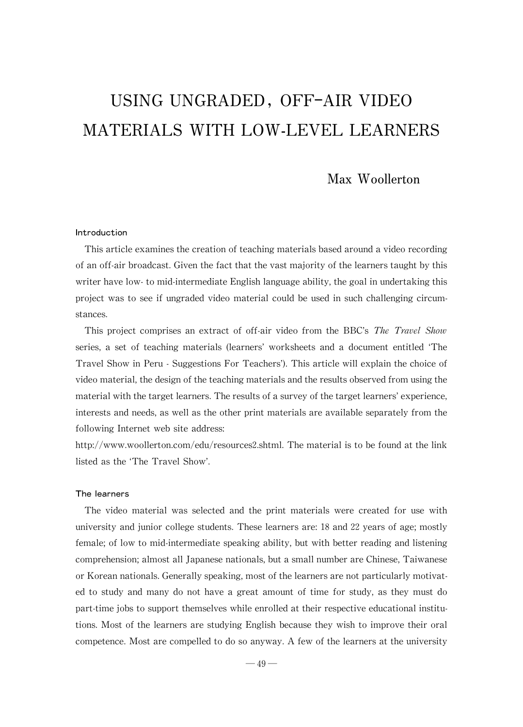# USING UNGRADED, OFF-AIR VIDEO MATERIALS WITH LOW-LEVEL LEARNERS

Max Woollerton

## Introduction

This article examines the creation of teaching materials based around a video recording of an off-air broadcast. Given the fact that the vast majority of the learners taught by this writer have low- to mid-intermediate English language ability, the goal in undertaking this project was to see if ungraded video material could be used in such challenging circumstances.

This project comprises an extract of off-air video from the BBC's *The Travel Show* series, a set of teaching materials (learners' worksheets and a document entitled 'The Travel Show in Peru - Suggestions For Teachers'). This article will explain the choice of video material, the design of the teaching materials and the results observed from using the material with the target learners. The results of a survey of the target learners' experience, interests and needs, as well as the other print materials are available separately from the following Internet web site address: http://www.woollerton.com/edu/resources2.shtml. The material is to be found at the link listed as the 'The Travel Show'.

## The learners

The video material was selected and the print materials were created for use with university and junior college students. These learners are: 18 and 22 years of age; mostly female; of low to mid-intermediate speaking ability, but with better reading and listening comprehension; almost all Japanese nationals, but a small number are Chinese, Taiwanese or Korean nationals. Generally speaking, most of the learners are not particularly motivated to study and many do not have a great amount of time for study, as they must do part-time jobs to support themselves while enrolled at their respective educational institutions. Most of the learners are studying English because they wish to improve their oral competence. Most are compelled to do so anyway. A few of the learners at the university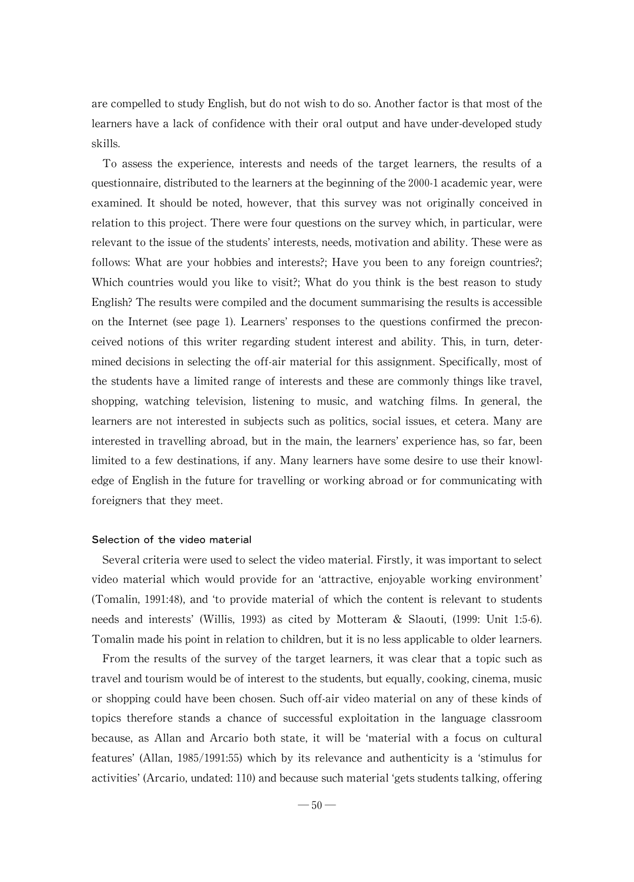are compelled to study English, but do not wish to do so. Another factor is that most of the learners have a lack of confidence with their oral output and have under-developed study skills.

To assess the experience, interests and needs of the target learners, the results of a questionnaire, distributed to the learners at the beginning of the 2000-1 academic year, were examined. It should be noted, however, that this survey was not originally conceived in relation to this project. There were four questions on the survey which, in particular, were relevant to the issue of the students' interests, needs, motivation and ability. These were as follows: What are your hobbies and interests?; Have you been to any foreign countries?; Which countries would you like to visit?; What do you think is the best reason to study English? The results were compiled and the document summarising the results is accessible on the Internet (see page 1). Learners' responses to the questions confirmed the preconceived notions of this writer regarding student interest and ability. This, in turn, determined decisions in selecting the off-air material for this assignment. Specifically, most of the students have a limited range of interests and these are commonly things like travel, shopping, watching television, listening to music, and watching films. In general, the learners are not interested in subjects such as politics, social issues, et cetera. Many are interested in travelling abroad, but in the main, the learners' experience has, so far, been limited to a few destinations, if any. Many learners have some desire to use their knowledge of English in the future for travelling or working abroad or for communicating with foreigners that they meet.

### Selection of the video material

Several criteria were used to select the video material. Firstly, it was important to select video material which would provide for an 'attractive, enjoyable working environment' (Tomalin, 1991:48), and 'to provide material of which the content is relevant to students needs and interests' (Willis, 1993) as cited by Motteram & Slaouti, (1999: Unit 1:5-6). Tomalin made his point in relation to children, but it is no less applicable to older learners.

From the results of the survey of the target learners, it was clear that a topic such as travel and tourism would be of interest to the students, but equally, cooking, cinema, music or shopping could have been chosen. Such off-air video material on any of these kinds of topics therefore stands a chance of successful exploitation in the language classroom because, as Allan and Arcario both state, it will be 'material with a focus on cultural features' (Allan, 1985/1991:55) which by its relevance and authenticity is a 'stimulus for activities' (Arcario, undated: 110) and because such material 'gets students talking, offering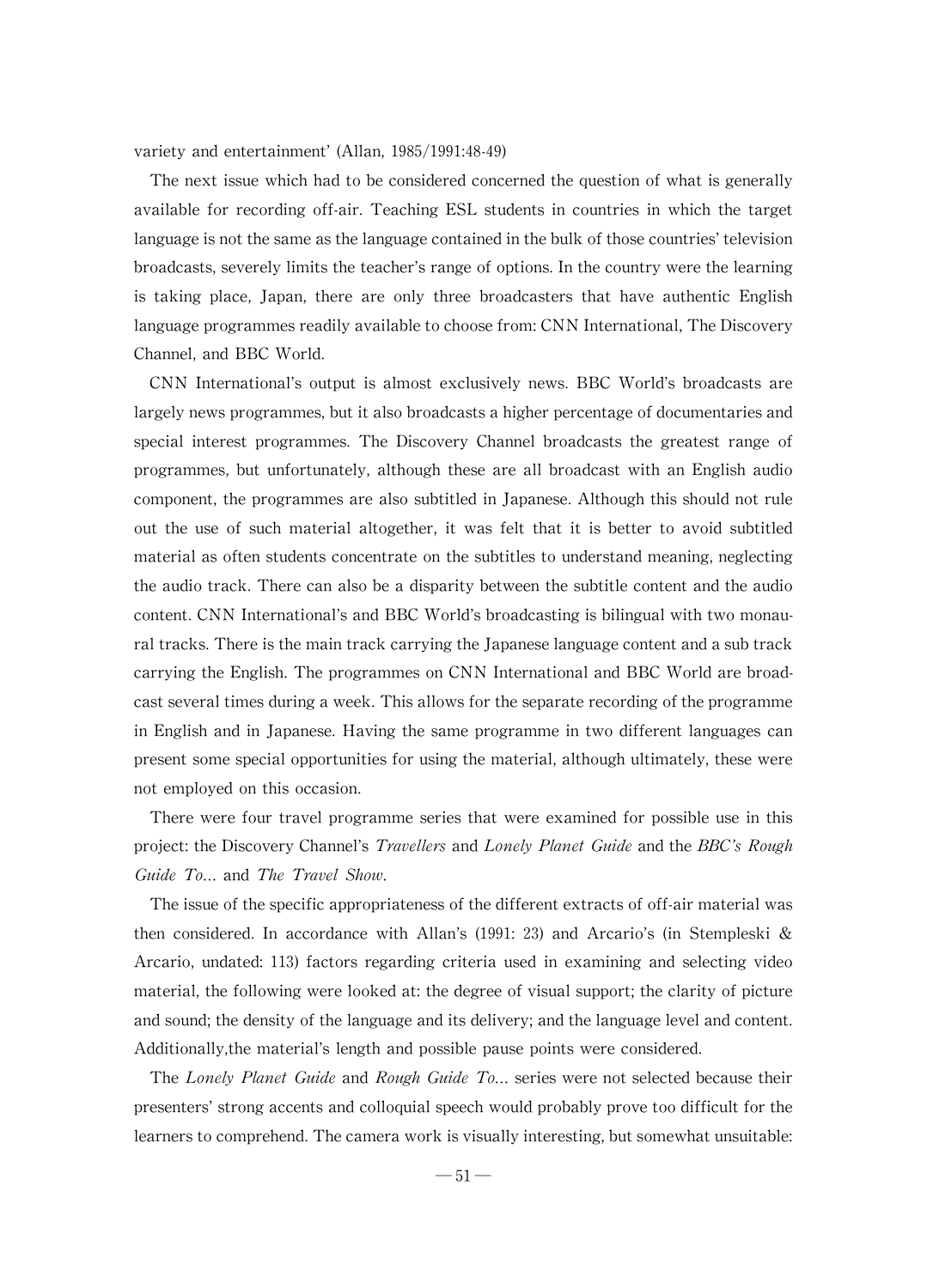variety and entertainment' (Allan, 1985/1991:48-49)

The next issue which had to be considered concerned the question of what is generally available for recording off-air. Teaching ESL students in countries in which the target language is not the same as the language contained in the bulk of those countries' television broadcasts, severely limits the teacher's range of options. In the country were the learning is taking place, Japan, there are only three broadcasters that have authentic English language programmes readily available to choose from: CNN International, The Discovery Channel, and BBC World.

CNN International's output is almost exclusively news. BBC World's broadcasts are largely news programmes, but it also broadcasts a higher percentage of documentaries and special interest programmes. The Discovery Channel broadcasts the greatest range of programmes, but unfortunately, although these are all broadcast with an English audio component, the programmes are also subtitled in Japanese. Although this should not rule out the use of such material altogether, it was felt that it is better to avoid subtitled material as often students concentrate on the subtitles to understand meaning, neglecting the audio track. There can also be a disparity between the subtitle content and the audio content. CNN International's and BBC World's broadcasting is bilingual with two monaural tracks. There is the main track carrying the Japanese language content and a sub track carrying the English. The programmes on CNN International and BBC World are broadcast several times during a week. This allows for the separate recording of the programme in English and in Japanese. Having the same programme in two different languages can present some special opportunities for using the material, although ultimately, these were not employed on this occasion.

There were four travel programme series that were examined for possible use in this project: the Discovery Channel's *Travellers* and *Lonely Planet Guide* and the *BBC's Rough Guide To...* and *The Travel Show*.

The issue of the specific appropriateness of the different extracts of off-air material was then considered. In accordance with Allan's (1991: 23) and Arcario's (in Stempleski & Arcario, undated: 113) factors regarding criteria used in examining and selecting video material, the following were looked at: the degree of visual support; the clarity of picture and sound; the density of the language and its delivery; and the language level and content. Additionally,the material's length and possible pause points were considered.

The *Lonely Planet Guide* and *Rough Guide To...* series were not selected because their presenters' strong accents and colloquial speech would probably prove too difficult for the learners to comprehend. The camera work is visually interesting, but somewhat unsuitable: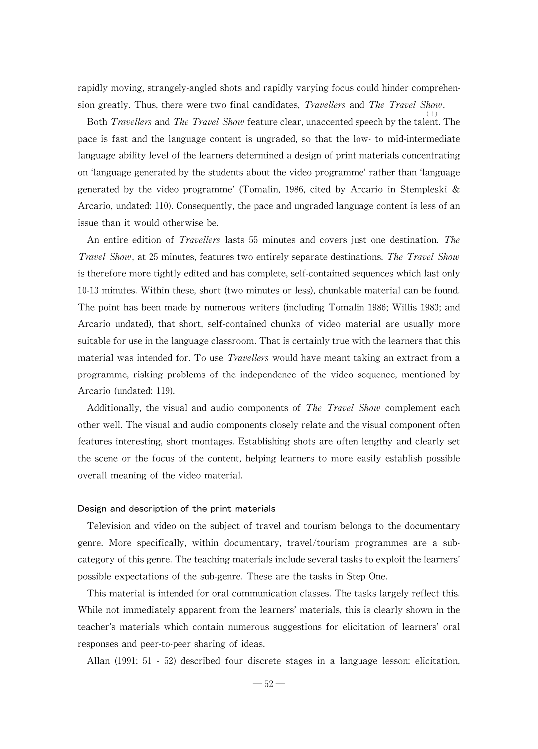rapidly moving, strangely-angled shots and rapidly varying focus could hinder comprehension greatly. Thus, there were two final candidates, *Travellers* and *The Travel Show*.

Both *Travellers* and *The Travel Show* feature clear, unaccented speech by the talent.[1] The pace is fast and the language content is ungraded, so that the low- to mid-intermediate language ability level of the learners determined a design of print materials concentrating on 'language generated by the students about the video programme' rather than 'language generated by the video programme' (Tomalin, 1986, cited by Arcario in Stempleski & Arcario, undated: 110). Consequently, the pace and ungraded language content is less of an issue than it would otherwise be.

An entire edition of *Travellers* lasts 55 minutes and covers just one destination. *The Travel Show*, at 25 minutes, features two entirely separate destinations. *The Travel Show* is therefore more tightly edited and has complete, self-contained sequences which last only 10-13 minutes. Within these, short (two minutes or less), chunkable material can be found. The point has been made by numerous writers (including Tomalin 1986; Willis 1983; and Arcario undated), that short, self-contained chunks of video material are usually more suitable for use in the language classroom. That is certainly true with the learners that this material was intended for. To use *Travellers* would have meant taking an extract from a programme, risking problems of the independence of the video sequence, mentioned by Arcario (undated: 119).

Additionally, the visual and audio components of *The Travel Show* complement each other well. The visual and audio components closely relate and the visual component often features interesting, short montages. Establishing shots are often lengthy and clearly set the scene or the focus of the content, helping learners to more easily establish possible overall meaning of the video material.

### Design and description of the print materials

Television and video on the subject of travel and tourism belongs to the documentary genre. More specifically, within documentary, travel/tourism programmes are a sub-category of this genre. The teaching materials include several tasks to exploit the learners' possible expectations of the sub-genre. These are the tasks in Step One.

This material is intended for oral communication classes. The tasks largely reflect this. While not immediately apparent from the learners' materials, this is clearly shown in the teacher's materials which contain numerous suggestions for elicitation of learners' oral responses and peer-to-peer sharing of ideas.

Allan (1991: 51 - 52) described four discrete stages in a language lesson: elicitation,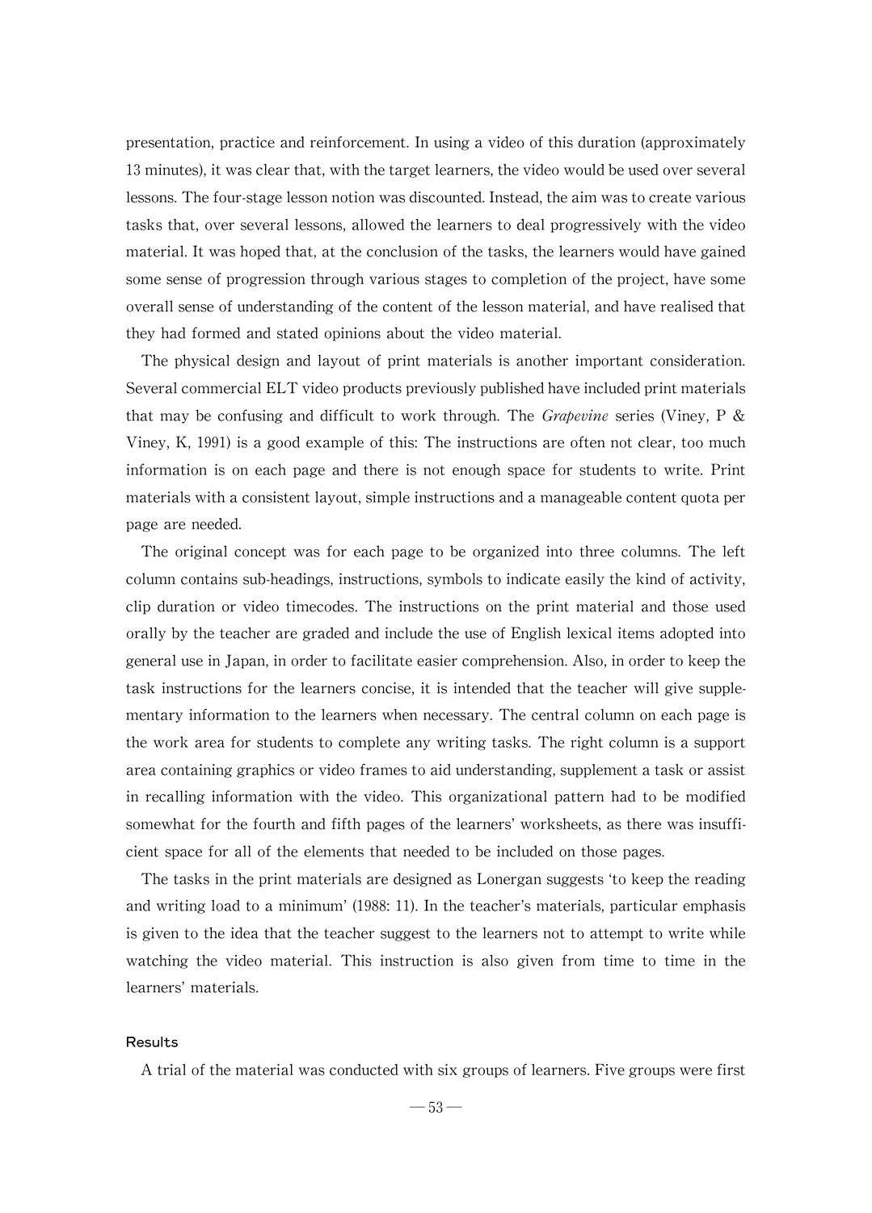presentation, practice and reinforcement. In using a video of this duration (approximately 13 minutes), it was clear that, with the target learners, the video would be used over several lessons. The four-stage lesson notion was discounted. Instead, the aim was to create various tasks that, over several lessons, allowed the learners to deal progressively with the video material. It was hoped that, at the conclusion of the tasks, the learners would have gained some sense of progression through various stages to completion of the project, have some overall sense of understanding of the content of the lesson material, and have realised that they had formed and stated opinions about the video material.

The physical design and layout of print materials is another important consideration. Several commercial ELT video products previously published have included print materials that may be confusing and difficult to work through. The *Grapevine* series (Viney, P & Viney, K, 1991) is a good example of this: The instructions are often not clear, too much information is on each page and there is not enough space for students to write. Print materials with a consistent layout, simple instructions and a manageable content quota per page are needed.

The original concept was for each page to be organized into three columns. The left column contains sub-headings, instructions, symbols to indicate easily the kind of activity, clip duration or video timecodes. The instructions on the print material and those used orally by the teacher are graded and include the use of English lexical items adopted into general use in Japan, in order to facilitate easier comprehension. Also, in order to keep the task instructions for the learners concise, it is intended that the teacher will give supplementary information to the learners when necessary. The central column on each page is the work area for students to complete any writing tasks. The right column is a support area containing graphics or video frames to aid understanding, supplement a task or assist in recalling information with the video. This organizational pattern had to be modified somewhat for the fourth and fifth pages of the learners' worksheets, as there was insufficient space for all of the elements that needed to be included on those pages.

The tasks in the print materials are designed as Lonergan suggests 'to keep the reading and writing load to a minimum' (1988: 11). In the teacher's materials, particular emphasis is given to the idea that the teacher suggest to the learners not to attempt to write while watching the video material. This instruction is also given from time to time in the learners' materials.

### Results

A trial of the material was conducted with six groups of learners. Five groups were first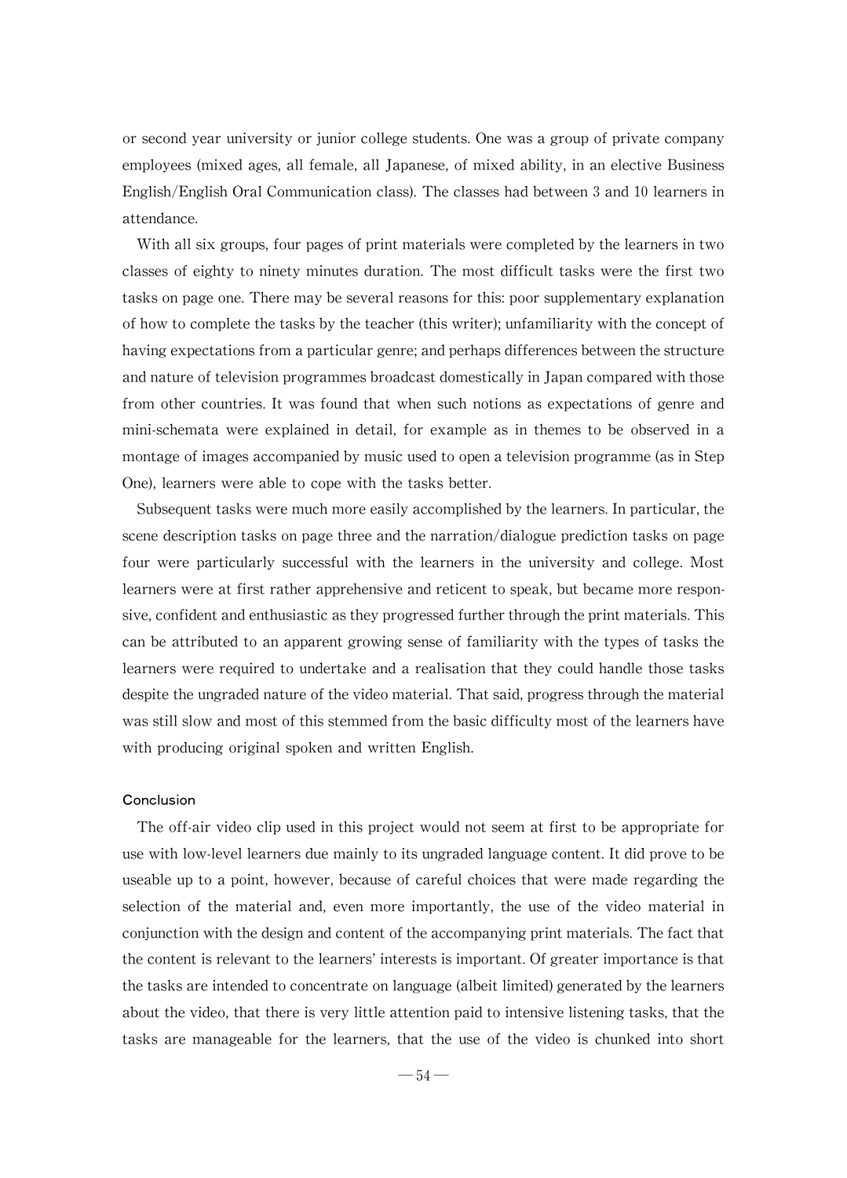or second year university or junior college students. One was a group of private company employees (mixed ages, all female, all Japanese, of mixed ability, in an elective Business English/English Oral Communication class). The classes had between 3 and 10 learners in attendance.

With all six groups, four pages of print materials were completed by the learners in two classes of eighty to ninety minutes duration. The most difficult tasks were the first two tasks on page one. There may be several reasons for this: poor supplementary explanation of how to complete the tasks by the teacher (this writer); unfamiliarity with the concept of having expectations from a particular genre; and perhaps differences between the structure and nature of television programmes broadcast domestically in Japan compared with those from other countries. It was found that when such notions as expectations of genre and mini-schemata were explained in detail, for example as in themes to be observed in a montage of images accompanied by music used to open a television programme (as in Step One), learners were able to cope with the tasks better.

Subsequent tasks were much more easily accomplished by the learners. In particular, the scene description tasks on page three and the narration/dialogue prediction tasks on page four were particularly successful with the learners in the university and college. Most learners were at first rather apprehensive and reticent to speak, but became more responsive, confident and enthusiastic as they progressed further through the print materials. This can be attributed to an apparent growing sense of familiarity with the types of tasks the learners were required to undertake and a realisation that they could handle those tasks despite the ungraded nature of the video material. That said, progress through the material was still slow and most of this stemmed from the basic difficulty most of the learners have with producing original spoken and written English.

## Conclusion

The off-air video clip used in this project would not seem at first to be appropriate for use with low-level learners due mainly to its ungraded language content. It did prove to be useable up to a point, however, because of careful choices that were made regarding the selection of the material and, even more importantly, the use of the video material in conjunction with the design and content of the accompanying print materials. The fact that the content is relevant to the learners' interests is important. Of greater importance is that the tasks are intended to concentrate on language (albeit limited) generated by the learners about the video, that there is very little attention paid to intensive listening tasks, that the tasks are manageable for the learners, that the use of the video is chunked into short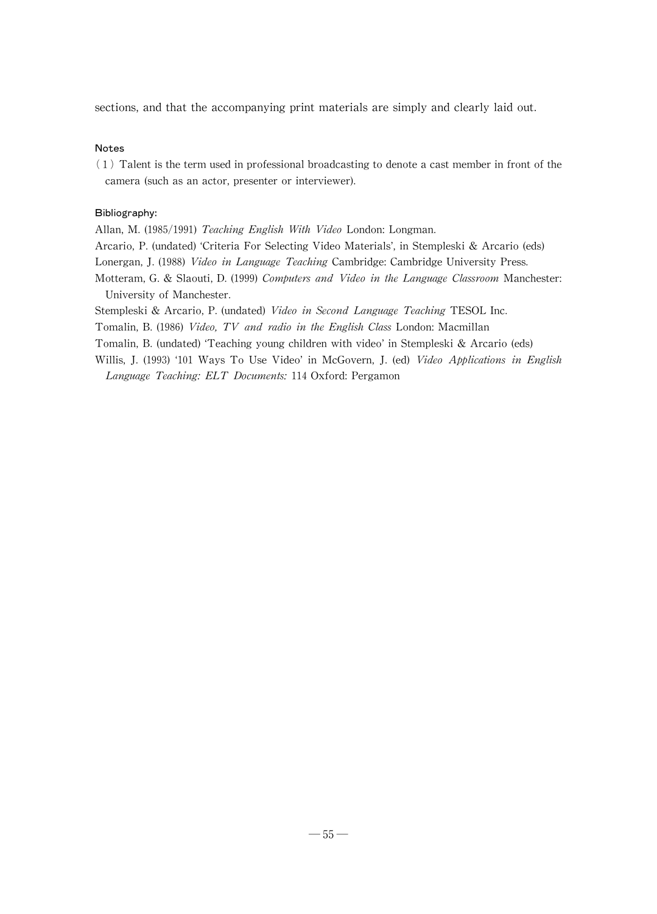sections, and that the accompanying print materials are simply and clearly laid out.

#### Notes

(1) Talent is the term used in professional broadcasting to denote a cast member in front of the camera (such as an actor, presenter or interviewer).

#### Bibliography:

Allan, M. (1985/1991) *Teaching English With Video* London: Longman.

Arcario, P. (undated) 'Criteria For Selecting Video Materials', in Stempleski & Arcario (eds)

Lonergan, J. (1988) *Video in Language Teaching* Cambridge: Cambridge University Press.

Motteram, G. & Slaouti, D. (1999) *Computers and Video in the Language Classroom* Manchester: University of Manchester.

Stempleski & Arcario, P. (undated) *Video in Second Language Teaching* TESOL Inc.

Tomalin, B. (1986) *Video, TV and radio in the English Class* London: Macmillan

Tomalin, B. (undated) 'Teaching young children with video' in Stempleski & Arcario (eds)

Willis, J. (1993) '101 Ways To Use Video' in McGovern, J. (ed) *Video Applications in English Language Teaching: ELT Documents:* 114 Oxford: Pergamon